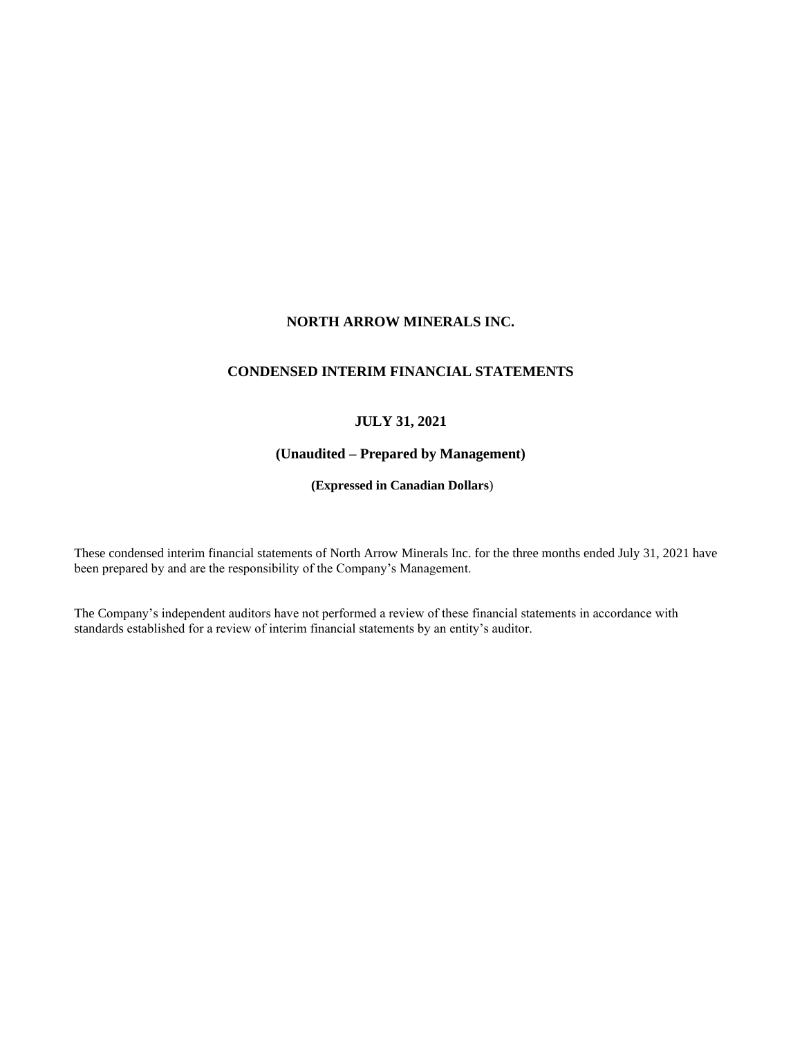# NORTH ARROW MINERALS INC.

## CONDENSED INTERIM FINANCIAL STATEMENTS

## JULY 31, 2021

## (Unaudited – Prepared by Management)

**(Expressed in Canadian Dollars)**

These condensed interim financial statements of North Arrow Minerals Inc. for the three months ended July 31, 2021 have been prepared by and are the responsibility of the Company's Management.

The Company's independent auditors have not performed a review of these financial statements in accordance with standards established for a review of interim financial statements by an entity's auditor.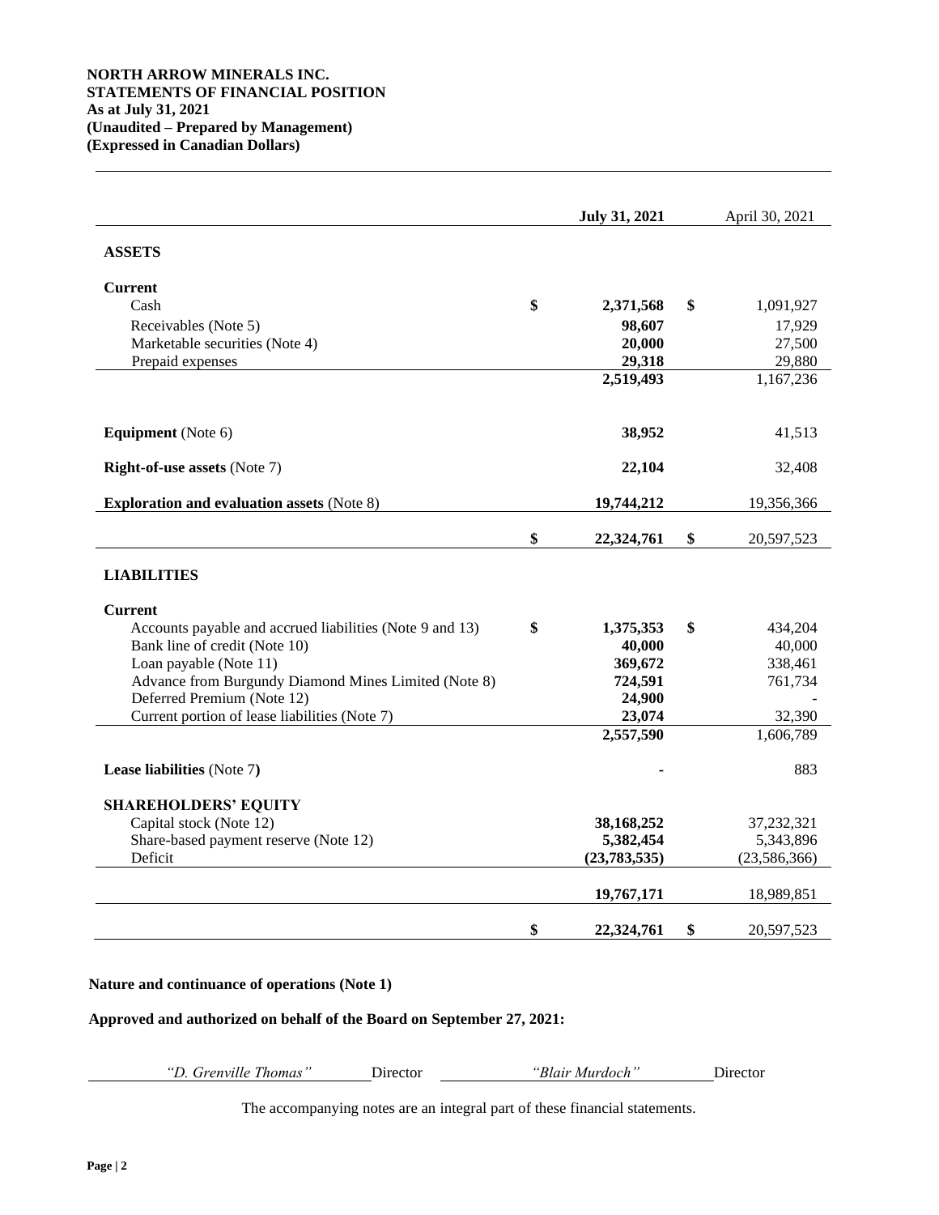**NORTH ARROW MINERALS INC.**
**STATEMENTS OF FINANCIAL POSITION**
**As at July 31, 2021**
**(Unaudited – Prepared by Management)**
**(Expressed in Canadian Dollars)**

| | **July 31, 2021** | April 30, 2021 |
|---|---|---|
| **ASSETS** | | |
| **Current** | | |
| Cash | $ **2,371,568** | $ 1,091,927 |
| Receivables (Note 5) | **98,607** | 17,929 |
| Marketable securities (Note 4) | **20,000** | 27,500 |
| Prepaid expenses | **29,318** | 29,880 |
| | **2,519,493** | 1,167,236 |
| **Equipment** (Note 6) | **38,952** | 41,513 |
| **Right-of-use assets** (Note 7) | **22,104** | 32,408 |
| **Exploration and evaluation assets** (Note 8) | **19,744,212** | 19,356,366 |
| | $ **22,324,761** | $ 20,597,523 |
| **LIABILITIES** | | |
| **Current** | | |
| Accounts payable and accrued liabilities (Note 9 and 13) | $ **1,375,353** | $ 434,204 |
| Bank line of credit (Note 10) | **40,000** | 40,000 |
| Loan payable (Note 11) | **369,672** | 338,461 |
| Advance from Burgundy Diamond Mines Limited (Note 8) | **724,591** | 761,734 |
| Deferred Premium (Note 12) | **24,900** | - |
| Current portion of lease liabilities (Note 7) | **23,074** | 32,390 |
| | **2,557,590** | 1,606,789 |
| **Lease liabilities** (Note 7**)** | **-** | 883 |
| **SHAREHOLDERS' EQUITY** | | |
| Capital stock (Note 12) | **38,168,252** | 37,232,321 |
| Share-based payment reserve (Note 12) | **5,382,454** | 5,343,896 |
| Deficit | **(23,783,535)** | (23,586,366) |
| | **19,767,171** | 18,989,851 |
| | $ **22,324,761** | $ 20,597,523 |

**Nature and continuance of operations (Note 1)**

**Approved and authorized on behalf of the Board on September 27, 2021:**

*"D. Grenville Thomas"* Director *"Blair Murdoch"* Director

The accompanying notes are an integral part of these financial statements.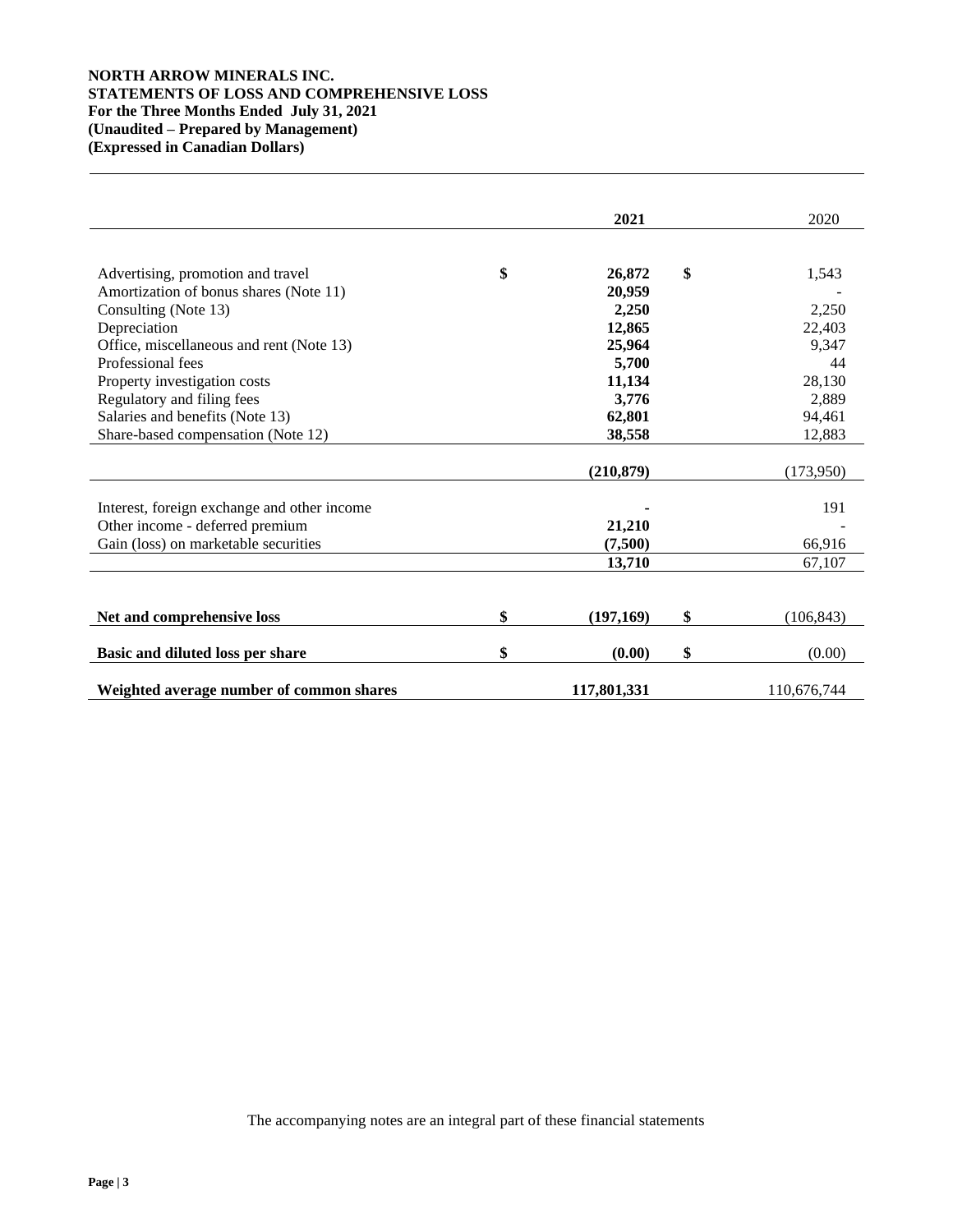**NORTH ARROW MINERALS INC.**
**STATEMENTS OF LOSS AND COMPREHENSIVE LOSS**
**For the Three Months Ended July 31, 2021**
**(Unaudited – Prepared by Management)**
**(Expressed in Canadian Dollars)**

| | **2021** | 2020 |
|---|---|---|
| Advertising, promotion and travel | $ **26,872** | $ 1,543 |
| Amortization of bonus shares (Note 11) | **20,959** | - |
| Consulting (Note 13) | **2,250** | 2,250 |
| Depreciation | **12,865** | 22,403 |
| Office, miscellaneous and rent (Note 13) | **25,964** | 9,347 |
| Professional fees | **5,700** | 44 |
| Property investigation costs | **11,134** | 28,130 |
| Regulatory and filing fees | **3,776** | 2,889 |
| Salaries and benefits (Note 13) | **62,801** | 94,461 |
| Share-based compensation (Note 12) | **38,558** | 12,883 |
| | **(210,879)** | (173,950) |
| Interest, foreign exchange and other income | **-** | 191 |
| Other income - deferred premium | **21,210** | - |
| Gain (loss) on marketable securities | **(7,500)** | 66,916 |
| | **13,710** | 67,107 |
| **Net and comprehensive loss** | $ **(197,169)** | $ (106,843) |
| **Basic and diluted loss per share** | $ **(0.00)** | $ (0.00) |
| **Weighted average number of common shares** | **117,801,331** | 110,676,744 |

The accompanying notes are an integral part of these financial statements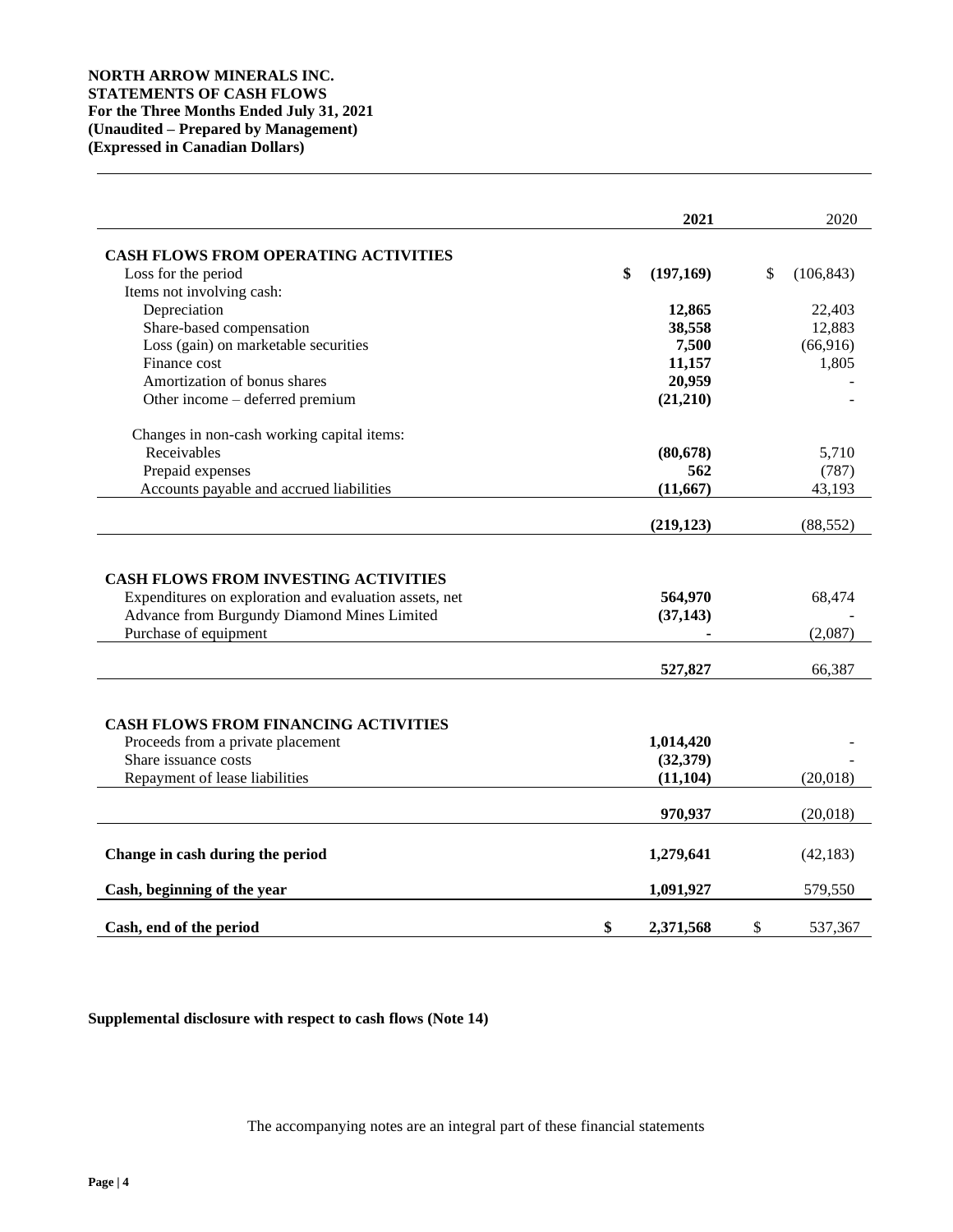**NORTH ARROW MINERALS INC.**
**STATEMENTS OF CASH FLOWS**
**For the Three Months Ended July 31, 2021**
**(Unaudited – Prepared by Management)**
**(Expressed in Canadian Dollars)**

| | 2021 | 2020 |
|---|---|---|
| **CASH FLOWS FROM OPERATING ACTIVITIES** | | |
| Loss for the period | $ (197,169) | $ (106,843) |
| Items not involving cash: | | |
| Depreciation | 12,865 | 22,403 |
| Share-based compensation | 38,558 | 12,883 |
| Loss (gain) on marketable securities | 7,500 | (66,916) |
| Finance cost | 11,157 | 1,805 |
| Amortization of bonus shares | 20,959 | - |
| Other income – deferred premium | (21,210) | - |
| Changes in non-cash working capital items: | | |
| Receivables | (80,678) | 5,710 |
| Prepaid expenses | 562 | (787) |
| Accounts payable and accrued liabilities | (11,667) | 43,193 |
| | (219,123) | (88,552) |
| **CASH FLOWS FROM INVESTING ACTIVITIES** | | |
| Expenditures on exploration and evaluation assets, net | 564,970 | 68,474 |
| Advance from Burgundy Diamond Mines Limited | (37,143) | - |
| Purchase of equipment | - | (2,087) |
| | 527,827 | 66,387 |
| **CASH FLOWS FROM FINANCING ACTIVITIES** | | |
| Proceeds from a private placement | 1,014,420 | - |
| Share issuance costs | (32,379) | - |
| Repayment of lease liabilities | (11,104) | (20,018) |
| | 970,937 | (20,018) |
| **Change in cash during the period** | 1,279,641 | (42,183) |
| **Cash, beginning of the year** | 1,091,927 | 579,550 |
| **Cash, end of the period** | $ 2,371,568 | $ 537,367 |

**Supplemental disclosure with respect to cash flows (Note 14)**

The accompanying notes are an integral part of these financial statements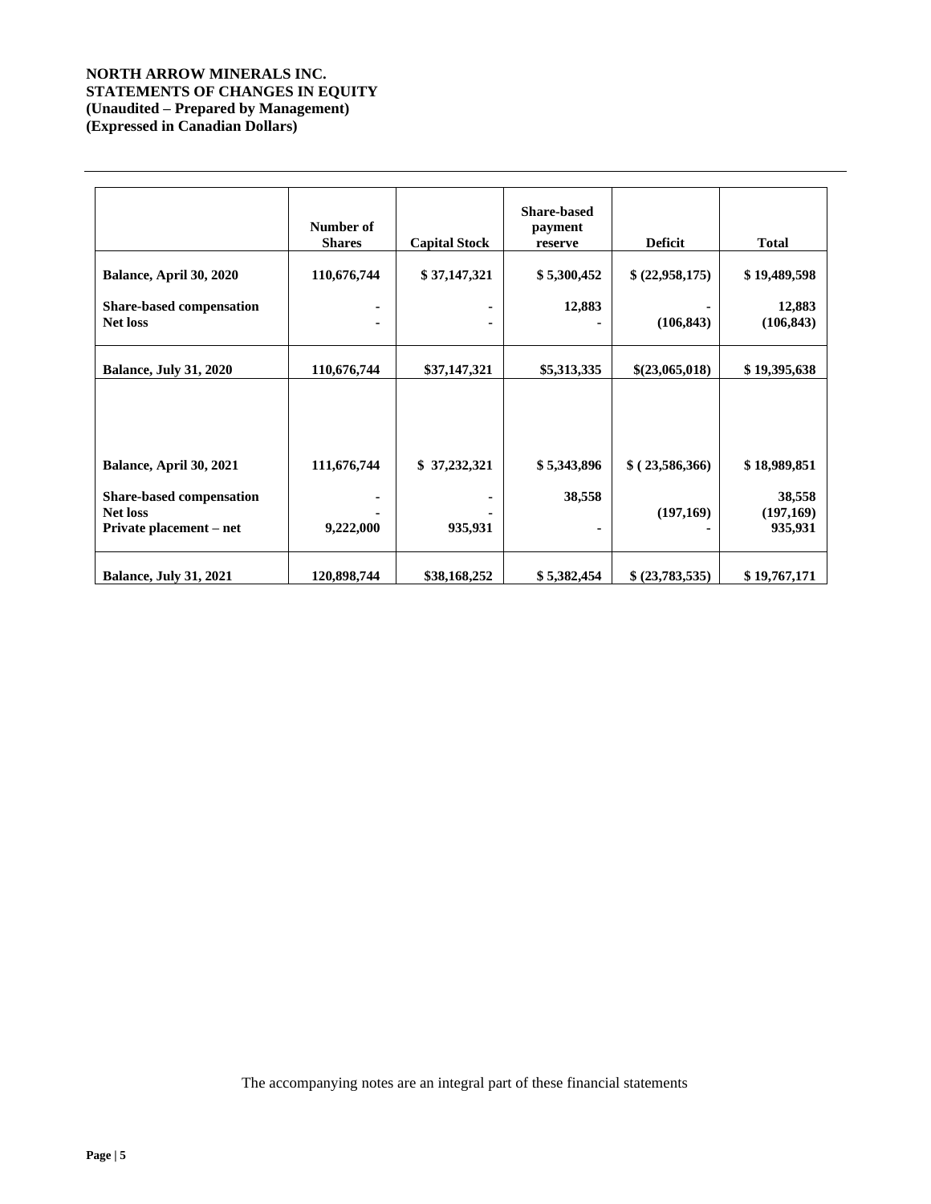**NORTH ARROW MINERALS INC.**
**STATEMENTS OF CHANGES IN EQUITY**
**(Unaudited – Prepared by Management)**
**(Expressed in Canadian Dollars)**

| | Number of Shares | Capital Stock | Share-based payment reserve | Deficit | Total |
|---|---|---|---|---|---|
| **Balance, April 30, 2020** | **110,676,744** | **$ 37,147,321** | **$ 5,300,452** | **$ (22,958,175)** | **$ 19,489,598** |
| **Share-based compensation** | - | - | 12,883 | - | 12,883 |
| **Net loss** | - | - | - | (106,843) | (106,843) |
| **Balance, July 31, 2020** | **110,676,744** | **$37,147,321** | **$5,313,335** | **$(23,065,018)** | **$ 19,395,638** |
| | | | | | |
| **Balance, April 30, 2021** | **111,676,744** | **$ 37,232,321** | **$ 5,343,896** | **$ ( 23,586,366)** | **$ 18,989,851** |
| **Share-based compensation** | - | - | 38,558 | | 38,558 |
| **Net loss** | - | - | | (197,169) | (197,169) |
| **Private placement – net** | 9,222,000 | 935,931 | - | - | 935,931 |
| **Balance, July 31, 2021** | **120,898,744** | **$38,168,252** | **$ 5,382,454** | **$ (23,783,535)** | **$ 19,767,171** |

The accompanying notes are an integral part of these financial statements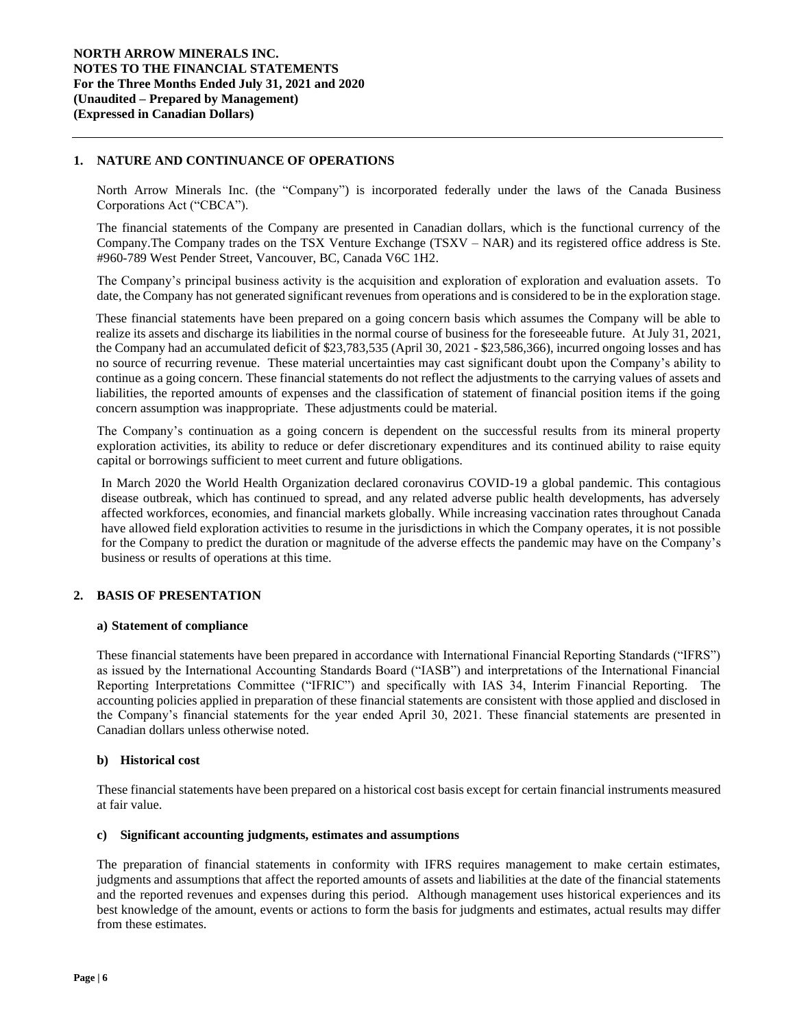**NORTH ARROW MINERALS INC.**
**NOTES TO THE FINANCIAL STATEMENTS**
**For the Three Months Ended July 31, 2021 and 2020**
**(Unaudited – Prepared by Management)**
**(Expressed in Canadian Dollars)**

## 1. NATURE AND CONTINUANCE OF OPERATIONS

North Arrow Minerals Inc. (the "Company") is incorporated federally under the laws of the Canada Business Corporations Act ("CBCA").

The financial statements of the Company are presented in Canadian dollars, which is the functional currency of the Company.The Company trades on the TSX Venture Exchange (TSXV – NAR) and its registered office address is Ste. #960-789 West Pender Street, Vancouver, BC, Canada V6C 1H2.

The Company's principal business activity is the acquisition and exploration of exploration and evaluation assets. To date, the Company has not generated significant revenues from operations and is considered to be in the exploration stage.

These financial statements have been prepared on a going concern basis which assumes the Company will be able to realize its assets and discharge its liabilities in the normal course of business for the foreseeable future. At July 31, 2021, the Company had an accumulated deficit of $23,783,535 (April 30, 2021 - $23,586,366), incurred ongoing losses and has no source of recurring revenue. These material uncertainties may cast significant doubt upon the Company's ability to continue as a going concern. These financial statements do not reflect the adjustments to the carrying values of assets and liabilities, the reported amounts of expenses and the classification of statement of financial position items if the going concern assumption was inappropriate. These adjustments could be material.

The Company's continuation as a going concern is dependent on the successful results from its mineral property exploration activities, its ability to reduce or defer discretionary expenditures and its continued ability to raise equity capital or borrowings sufficient to meet current and future obligations.

In March 2020 the World Health Organization declared coronavirus COVID-19 a global pandemic. This contagious disease outbreak, which has continued to spread, and any related adverse public health developments, has adversely affected workforces, economies, and financial markets globally. While increasing vaccination rates throughout Canada have allowed field exploration activities to resume in the jurisdictions in which the Company operates, it is not possible for the Company to predict the duration or magnitude of the adverse effects the pandemic may have on the Company's business or results of operations at this time.

## 2. BASIS OF PRESENTATION

### a) Statement of compliance

These financial statements have been prepared in accordance with International Financial Reporting Standards ("IFRS") as issued by the International Accounting Standards Board ("IASB") and interpretations of the International Financial Reporting Interpretations Committee ("IFRIC") and specifically with IAS 34, Interim Financial Reporting. The accounting policies applied in preparation of these financial statements are consistent with those applied and disclosed in the Company's financial statements for the year ended April 30, 2021. These financial statements are presented in Canadian dollars unless otherwise noted.

### b) Historical cost

These financial statements have been prepared on a historical cost basis except for certain financial instruments measured at fair value.

### c) Significant accounting judgments, estimates and assumptions

The preparation of financial statements in conformity with IFRS requires management to make certain estimates, judgments and assumptions that affect the reported amounts of assets and liabilities at the date of the financial statements and the reported revenues and expenses during this period. Although management uses historical experiences and its best knowledge of the amount, events or actions to form the basis for judgments and estimates, actual results may differ from these estimates.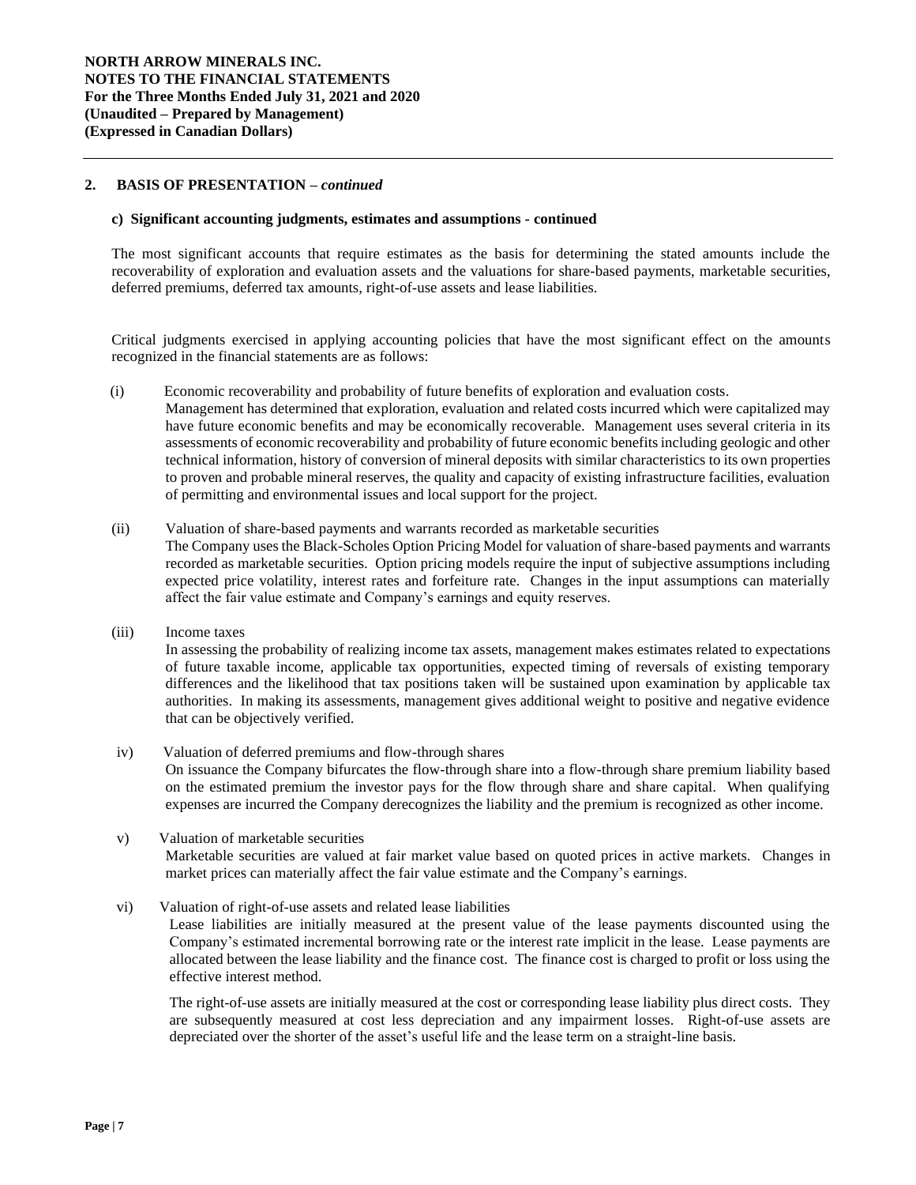## 2. BASIS OF PRESENTATION – *continued*

### c) Significant accounting judgments, estimates and assumptions - continued

The most significant accounts that require estimates as the basis for determining the stated amounts include the recoverability of exploration and evaluation assets and the valuations for share-based payments, marketable securities, deferred premiums, deferred tax amounts, right-of-use assets and lease liabilities.

Critical judgments exercised in applying accounting policies that have the most significant effect on the amounts recognized in the financial statements are as follows:

(i) Economic recoverability and probability of future benefits of exploration and evaluation costs.
Management has determined that exploration, evaluation and related costs incurred which were capitalized may have future economic benefits and may be economically recoverable. Management uses several criteria in its assessments of economic recoverability and probability of future economic benefits including geologic and other technical information, history of conversion of mineral deposits with similar characteristics to its own properties to proven and probable mineral reserves, the quality and capacity of existing infrastructure facilities, evaluation of permitting and environmental issues and local support for the project.

(ii) Valuation of share-based payments and warrants recorded as marketable securities
The Company uses the Black-Scholes Option Pricing Model for valuation of share-based payments and warrants recorded as marketable securities. Option pricing models require the input of subjective assumptions including expected price volatility, interest rates and forfeiture rate. Changes in the input assumptions can materially affect the fair value estimate and Company's earnings and equity reserves.

(iii) Income taxes
In assessing the probability of realizing income tax assets, management makes estimates related to expectations of future taxable income, applicable tax opportunities, expected timing of reversals of existing temporary differences and the likelihood that tax positions taken will be sustained upon examination by applicable tax authorities. In making its assessments, management gives additional weight to positive and negative evidence that can be objectively verified.

iv) Valuation of deferred premiums and flow-through shares
On issuance the Company bifurcates the flow-through share into a flow-through share premium liability based on the estimated premium the investor pays for the flow through share and share capital. When qualifying expenses are incurred the Company derecognizes the liability and the premium is recognized as other income.

v) Valuation of marketable securities
Marketable securities are valued at fair market value based on quoted prices in active markets. Changes in market prices can materially affect the fair value estimate and the Company's earnings.

vi) Valuation of right-of-use assets and related lease liabilities
Lease liabilities are initially measured at the present value of the lease payments discounted using the Company's estimated incremental borrowing rate or the interest rate implicit in the lease. Lease payments are allocated between the lease liability and the finance cost. The finance cost is charged to profit or loss using the effective interest method.

The right-of-use assets are initially measured at the cost or corresponding lease liability plus direct costs. They are subsequently measured at cost less depreciation and any impairment losses. Right-of-use assets are depreciated over the shorter of the asset's useful life and the lease term on a straight-line basis.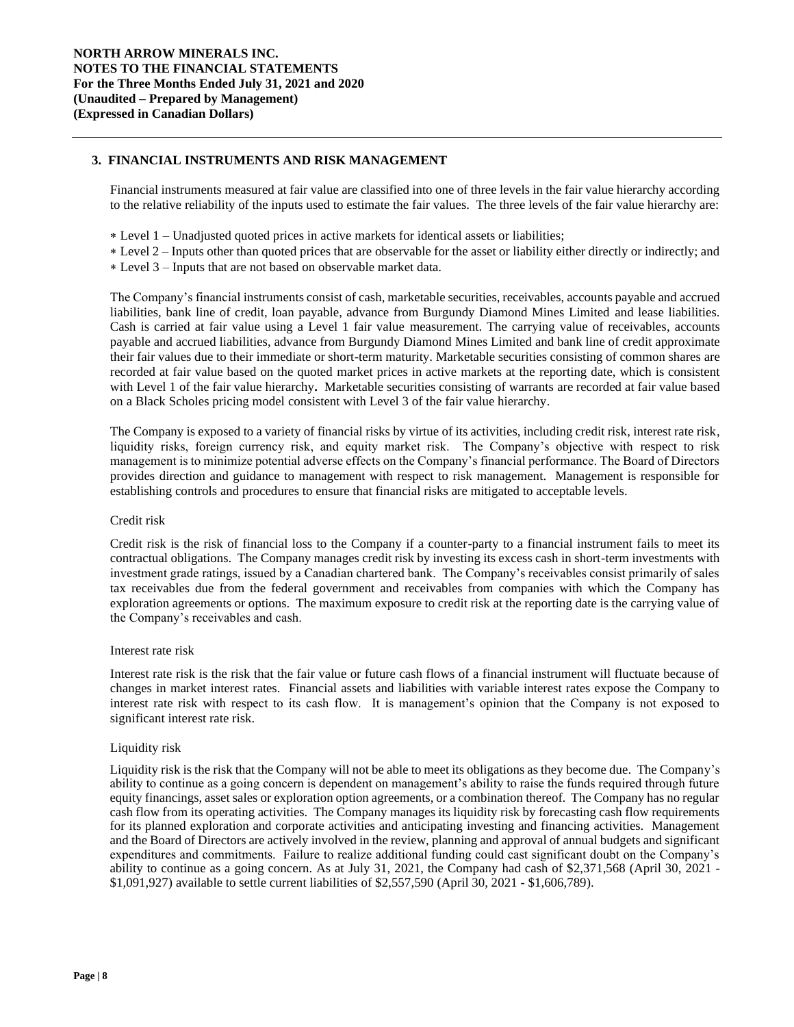## 3. FINANCIAL INSTRUMENTS AND RISK MANAGEMENT

Financial instruments measured at fair value are classified into one of three levels in the fair value hierarchy according to the relative reliability of the inputs used to estimate the fair values. The three levels of the fair value hierarchy are:

* Level 1 – Unadjusted quoted prices in active markets for identical assets or liabilities;
* Level 2 – Inputs other than quoted prices that are observable for the asset or liability either directly or indirectly; and
* Level 3 – Inputs that are not based on observable market data.

The Company's financial instruments consist of cash, marketable securities, receivables, accounts payable and accrued liabilities, bank line of credit, loan payable, advance from Burgundy Diamond Mines Limited and lease liabilities. Cash is carried at fair value using a Level 1 fair value measurement. The carrying value of receivables, accounts payable and accrued liabilities, advance from Burgundy Diamond Mines Limited and bank line of credit approximate their fair values due to their immediate or short-term maturity. Marketable securities consisting of common shares are recorded at fair value based on the quoted market prices in active markets at the reporting date, which is consistent with Level 1 of the fair value hierarchy**.** Marketable securities consisting of warrants are recorded at fair value based on a Black Scholes pricing model consistent with Level 3 of the fair value hierarchy.

The Company is exposed to a variety of financial risks by virtue of its activities, including credit risk, interest rate risk, liquidity risks, foreign currency risk, and equity market risk. The Company's objective with respect to risk management is to minimize potential adverse effects on the Company's financial performance. The Board of Directors provides direction and guidance to management with respect to risk management. Management is responsible for establishing controls and procedures to ensure that financial risks are mitigated to acceptable levels.

Credit risk

Credit risk is the risk of financial loss to the Company if a counter-party to a financial instrument fails to meet its contractual obligations. The Company manages credit risk by investing its excess cash in short-term investments with investment grade ratings, issued by a Canadian chartered bank. The Company's receivables consist primarily of sales tax receivables due from the federal government and receivables from companies with which the Company has exploration agreements or options. The maximum exposure to credit risk at the reporting date is the carrying value of the Company's receivables and cash.

Interest rate risk

Interest rate risk is the risk that the fair value or future cash flows of a financial instrument will fluctuate because of changes in market interest rates. Financial assets and liabilities with variable interest rates expose the Company to interest rate risk with respect to its cash flow. It is management's opinion that the Company is not exposed to significant interest rate risk.

Liquidity risk

Liquidity risk is the risk that the Company will not be able to meet its obligations as they become due. The Company's ability to continue as a going concern is dependent on management's ability to raise the funds required through future equity financings, asset sales or exploration option agreements, or a combination thereof. The Company has no regular cash flow from its operating activities. The Company manages its liquidity risk by forecasting cash flow requirements for its planned exploration and corporate activities and anticipating investing and financing activities. Management and the Board of Directors are actively involved in the review, planning and approval of annual budgets and significant expenditures and commitments. Failure to realize additional funding could cast significant doubt on the Company's ability to continue as a going concern. As at July 31, 2021, the Company had cash of $2,371,568 (April 30, 2021 - $1,091,927) available to settle current liabilities of $2,557,590 (April 30, 2021 - $1,606,789).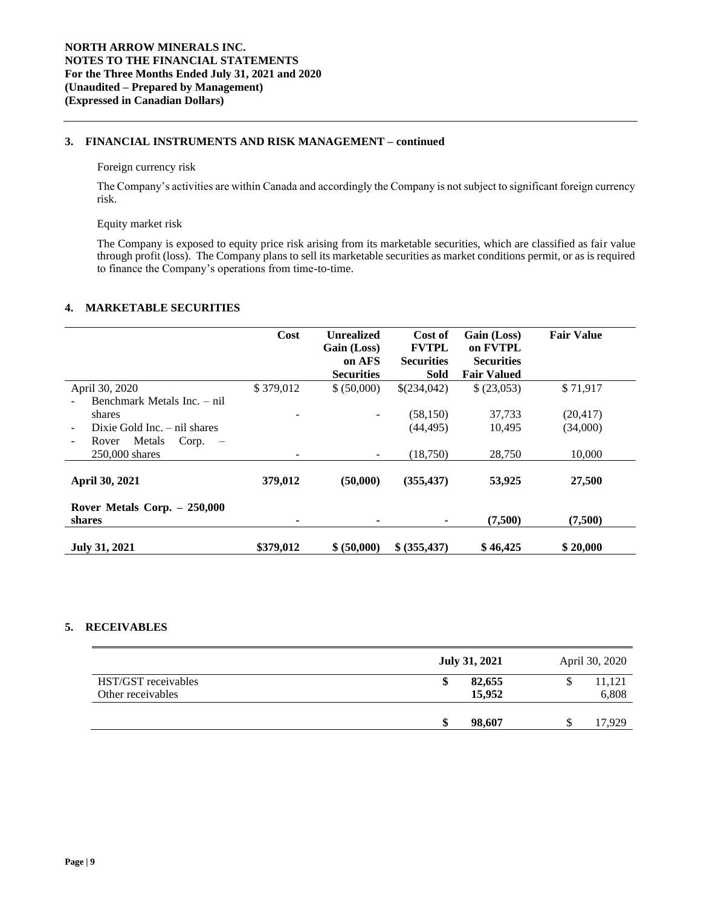## 3. FINANCIAL INSTRUMENTS AND RISK MANAGEMENT – continued

Foreign currency risk

The Company's activities are within Canada and accordingly the Company is not subject to significant foreign currency risk.

Equity market risk

The Company is exposed to equity price risk arising from its marketable securities, which are classified as fair value through profit (loss). The Company plans to sell its marketable securities as market conditions permit, or as is required to finance the Company's operations from time-to-time.

## 4. MARKETABLE SECURITIES

| | Cost | Unrealized Gain (Loss) on AFS Securities | Cost of FVTPL Securities Sold | Gain (Loss) on FVTPL Securities Fair Valued | Fair Value |
|---|---|---|---|---|---|
| April 30, 2020 | $ 379,012 | $ (50,000) | $(234,042) | $ (23,053) | $ 71,917 |
| - Benchmark Metals Inc. – nil shares | - | - | (58,150) | 37,733 | (20,417) |
| - Dixie Gold Inc. – nil shares | | | (44,495) | 10,495 | (34,000) |
| - Rover Metals Corp. – 250,000 shares | - | - | (18,750) | 28,750 | 10,000 |
| **April 30, 2021** | **379,012** | **(50,000)** | **(355,437)** | **53,925** | **27,500** |
| **Rover Metals Corp. – 250,000 shares** | **-** | **-** | **-** | **(7,500)** | **(7,500)** |
| **July 31, 2021** | **$379,012** | **$ (50,000)** | **$ (355,437)** | **$ 46,425** | **$ 20,000** |

## 5. RECEIVABLES

| | July 31, 2021 | April 30, 2020 |
|---|---|---|
| HST/GST receivables | **$ 82,655** | $ 11,121 |
| Other receivables | **15,952** | 6,808 |
| | **$ 98,607** | $ 17,929 |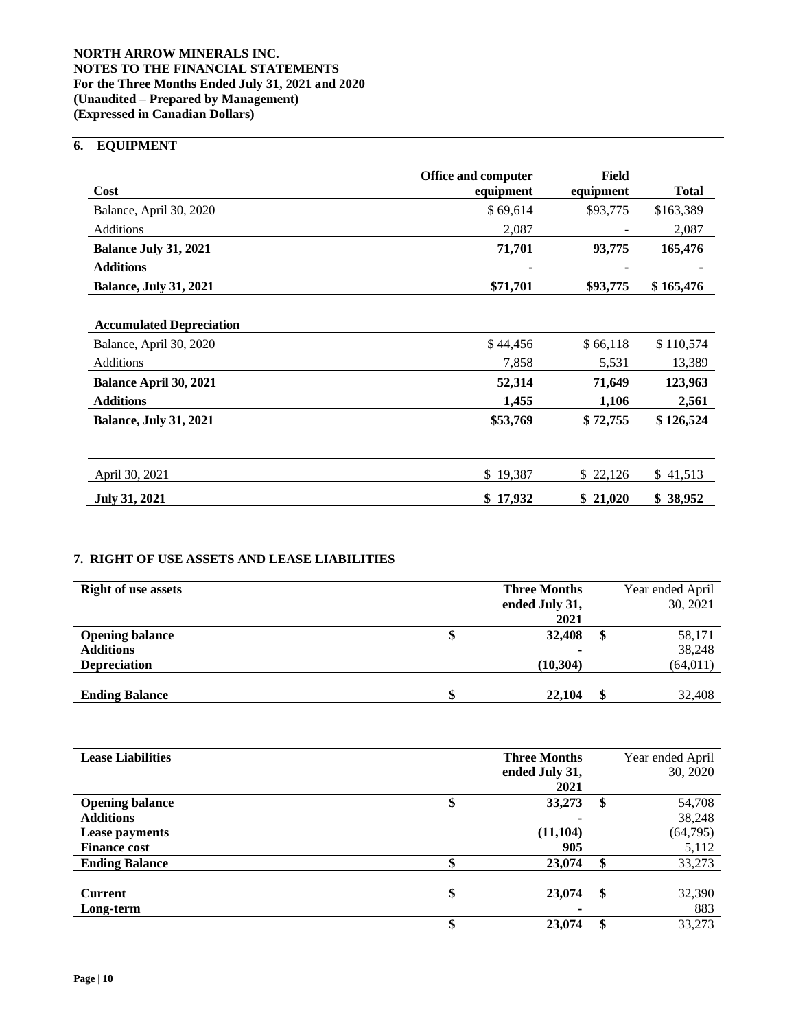**NORTH ARROW MINERALS INC.**
**NOTES TO THE FINANCIAL STATEMENTS**
**For the Three Months Ended July 31, 2021 and 2020**
**(Unaudited – Prepared by Management)**
**(Expressed in Canadian Dollars)**

## 6. EQUIPMENT

| Cost | Office and computer equipment | Field equipment | Total |
|---|---|---|---|
| Balance, April 30, 2020 | $ 69,614 | $93,775 | $163,389 |
| Additions | 2,087 | - | 2,087 |
| **Balance July 31, 2021** | **71,701** | **93,775** | **165,476** |
| **Additions** | **-** | **-** | **-** |
| **Balance, July 31, 2021** | **$71,701** | **$93,775** | **$ 165,476** |
| | | | |
| **Accumulated Depreciation** | | | |
| Balance, April 30, 2020 | $ 44,456 | $ 66,118 | $ 110,574 |
| Additions | 7,858 | 5,531 | 13,389 |
| **Balance April 30, 2021** | **52,314** | **71,649** | **123,963** |
| **Additions** | **1,455** | **1,106** | **2,561** |
| **Balance, July 31, 2021** | **$53,769** | **$ 72,755** | **$ 126,524** |
| | | | |
| April 30, 2021 | $ 19,387 | $ 22,126 | $ 41,513 |
| **July 31, 2021** | **$ 17,932** | **$ 21,020** | **$ 38,952** |

## 7. RIGHT OF USE ASSETS AND LEASE LIABILITIES

| Right of use assets | Three Months ended July 31, 2021 | Year ended April 30, 2021 |
|---|---|---|
| **Opening balance** | **$ 32,408** | $ 58,171 |
| **Additions** | **-** | 38,248 |
| **Depreciation** | **(10,304)** | (64,011) |
| **Ending Balance** | **$ 22,104** | $ 32,408 |

| Lease Liabilities | Three Months ended July 31, 2021 | Year ended April 30, 2020 |
|---|---|---|
| **Opening balance** | **$ 33,273** | $ 54,708 |
| **Additions** | **-** | 38,248 |
| **Lease payments** | **(11,104)** | (64,795) |
| **Finance cost** | **905** | 5,112 |
| **Ending Balance** | **$ 23,074** | $ 33,273 |
| | | |
| **Current** | **$ 23,074** | $ 32,390 |
| **Long-term** | **-** | 883 |
| | **$ 23,074** | $ 33,273 |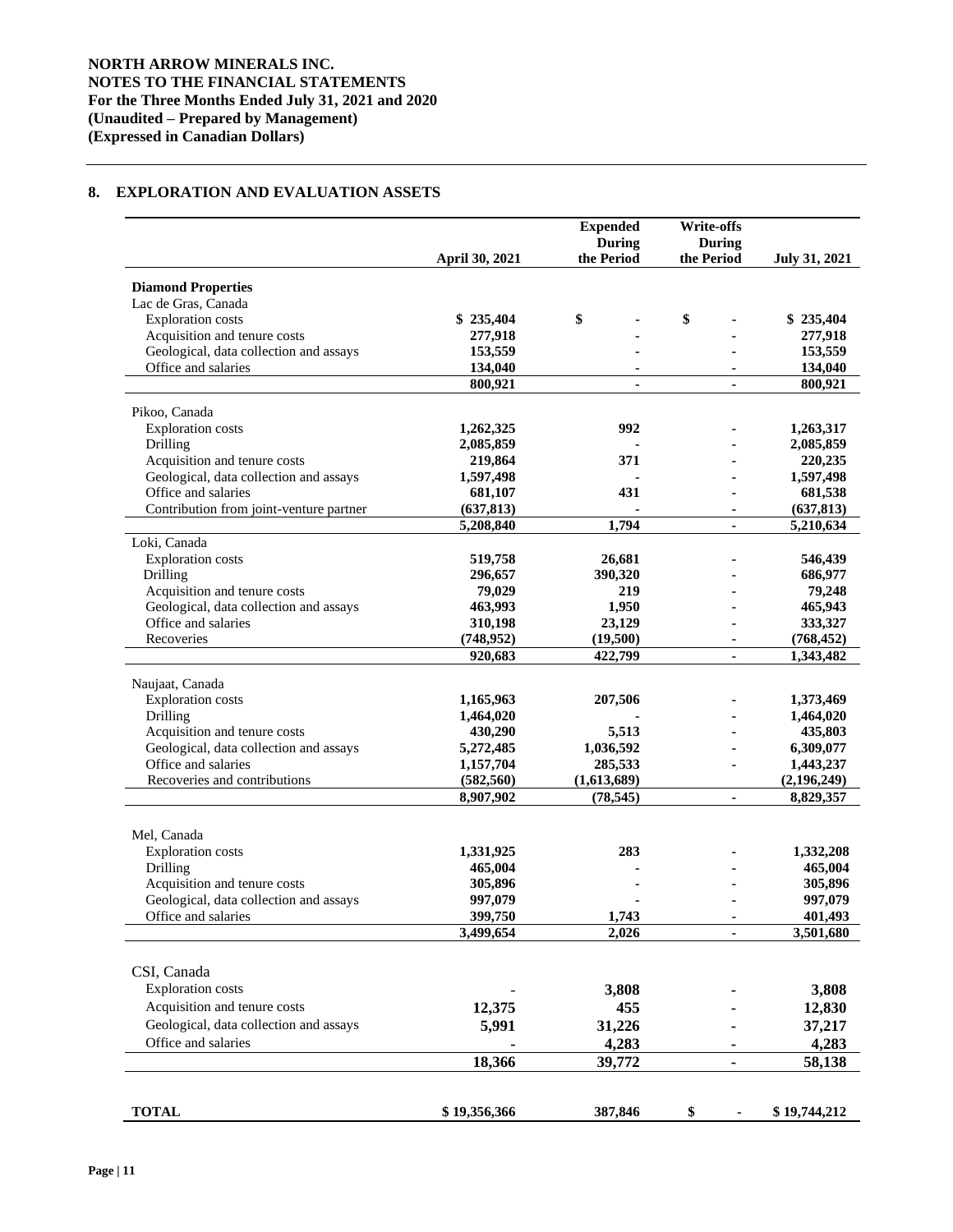**NORTH ARROW MINERALS INC.**
**NOTES TO THE FINANCIAL STATEMENTS**
**For the Three Months Ended July 31, 2021 and 2020**
**(Unaudited – Prepared by Management)**
**(Expressed in Canadian Dollars)**

## 8. EXPLORATION AND EVALUATION ASSETS

| | April 30, 2021 | Expended During the Period | Write-offs During the Period | July 31, 2021 |
|---|---|---|---|---|
| **Diamond Properties** | | | | |
| Lac de Gras, Canada | | | | |
| Exploration costs | $ 235,404 | $ - | $ - | $ 235,404 |
| Acquisition and tenure costs | 277,918 | - | - | 277,918 |
| Geological, data collection and assays | 153,559 | - | - | 153,559 |
| Office and salaries | 134,040 | - | - | 134,040 |
| | 800,921 | - | - | 800,921 |
| Pikoo, Canada | | | | |
| Exploration costs | 1,262,325 | 992 | - | 1,263,317 |
| Drilling | 2,085,859 | - | - | 2,085,859 |
| Acquisition and tenure costs | 219,864 | 371 | - | 220,235 |
| Geological, data collection and assays | 1,597,498 | - | - | 1,597,498 |
| Office and salaries | 681,107 | 431 | - | 681,538 |
| Contribution from joint-venture partner | (637,813) | - | - | (637,813) |
| | 5,208,840 | 1,794 | - | 5,210,634 |
| Loki, Canada | | | | |
| Exploration costs | 519,758 | 26,681 | - | 546,439 |
| Drilling | 296,657 | 390,320 | - | 686,977 |
| Acquisition and tenure costs | 79,029 | 219 | - | 79,248 |
| Geological, data collection and assays | 463,993 | 1,950 | - | 465,943 |
| Office and salaries | 310,198 | 23,129 | - | 333,327 |
| Recoveries | (748,952) | (19,500) | - | (768,452) |
| | 920,683 | 422,799 | - | 1,343,482 |
| Naujaat, Canada | | | | |
| Exploration costs | 1,165,963 | 207,506 | - | 1,373,469 |
| Drilling | 1,464,020 | - | - | 1,464,020 |
| Acquisition and tenure costs | 430,290 | 5,513 | - | 435,803 |
| Geological, data collection and assays | 5,272,485 | 1,036,592 | - | 6,309,077 |
| Office and salaries | 1,157,704 | 285,533 | - | 1,443,237 |
| Recoveries and contributions | (582,560) | (1,613,689) | | (2,196,249) |
| | 8,907,902 | (78,545) | - | 8,829,357 |
| Mel, Canada | | | | |
| Exploration costs | 1,331,925 | 283 | - | 1,332,208 |
| Drilling | 465,004 | - | - | 465,004 |
| Acquisition and tenure costs | 305,896 | - | - | 305,896 |
| Geological, data collection and assays | 997,079 | - | - | 997,079 |
| Office and salaries | 399,750 | 1,743 | - | 401,493 |
| | 3,499,654 | 2,026 | - | 3,501,680 |
| CSI, Canada | | | | |
| Exploration costs | - | 3,808 | - | 3,808 |
| Acquisition and tenure costs | 12,375 | 455 | - | 12,830 |
| Geological, data collection and assays | 5,991 | 31,226 | - | 37,217 |
| Office and salaries | - | 4,283 | - | 4,283 |
| | 18,366 | 39,772 | - | 58,138 |
| **TOTAL** | $ 19,356,366 | 387,846 | $ - | $ 19,744,212 |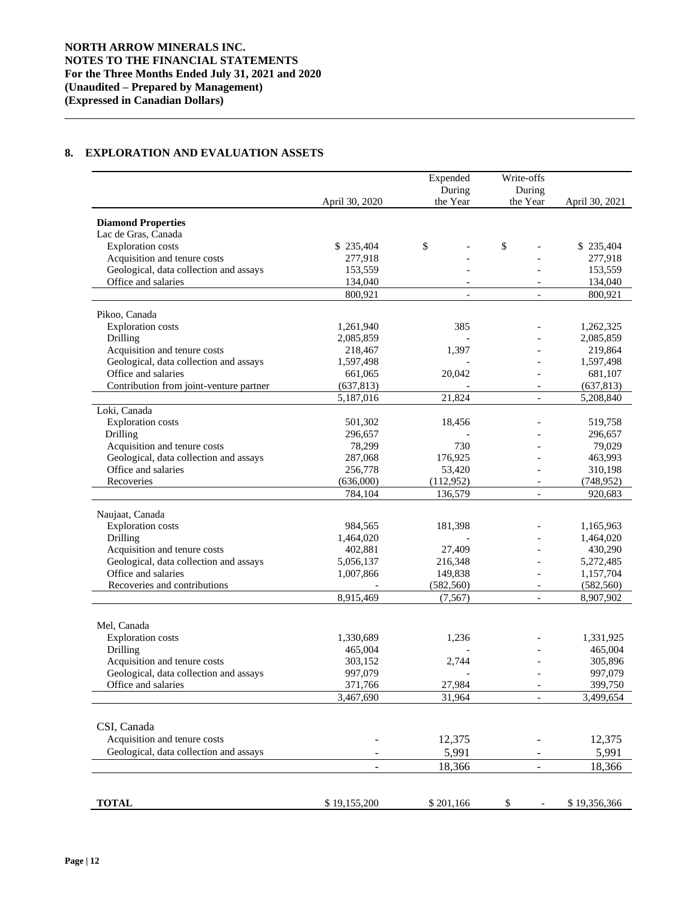## 8. EXPLORATION AND EVALUATION ASSETS

| | April 30, 2020 | Expended During the Year | Write-offs During the Year | April 30, 2021 |
|---|---|---|---|---|
| **Diamond Properties** | | | | |
| Lac de Gras, Canada | | | | |
| Exploration costs | $ 235,404 | $ - | $ - | $ 235,404 |
| Acquisition and tenure costs | 277,918 | - | - | 277,918 |
| Geological, data collection and assays | 153,559 | - | - | 153,559 |
| Office and salaries | 134,040 | - | - | 134,040 |
| | 800,921 | - | - | 800,921 |
| Pikoo, Canada | | | | |
| Exploration costs | 1,261,940 | 385 | - | 1,262,325 |
| Drilling | 2,085,859 | - | - | 2,085,859 |
| Acquisition and tenure costs | 218,467 | 1,397 | - | 219,864 |
| Geological, data collection and assays | 1,597,498 | - | - | 1,597,498 |
| Office and salaries | 661,065 | 20,042 | - | 681,107 |
| Contribution from joint-venture partner | (637,813) | - | - | (637,813) |
| | 5,187,016 | 21,824 | - | 5,208,840 |
| Loki, Canada | | | | |
| Exploration costs | 501,302 | 18,456 | - | 519,758 |
| Drilling | 296,657 | - | - | 296,657 |
| Acquisition and tenure costs | 78,299 | 730 | - | 79,029 |
| Geological, data collection and assays | 287,068 | 176,925 | - | 463,993 |
| Office and salaries | 256,778 | 53,420 | - | 310,198 |
| Recoveries | (636,000) | (112,952) | - | (748,952) |
| | 784,104 | 136,579 | - | 920,683 |
| Naujaat, Canada | | | | |
| Exploration costs | 984,565 | 181,398 | - | 1,165,963 |
| Drilling | 1,464,020 | - | - | 1,464,020 |
| Acquisition and tenure costs | 402,881 | 27,409 | - | 430,290 |
| Geological, data collection and assays | 5,056,137 | 216,348 | - | 5,272,485 |
| Office and salaries | 1,007,866 | 149,838 | - | 1,157,704 |
| Recoveries and contributions | - | (582,560) | - | (582,560) |
| | 8,915,469 | (7,567) | - | 8,907,902 |
| Mel, Canada | | | | |
| Exploration costs | 1,330,689 | 1,236 | - | 1,331,925 |
| Drilling | 465,004 | - | - | 465,004 |
| Acquisition and tenure costs | 303,152 | 2,744 | - | 305,896 |
| Geological, data collection and assays | 997,079 | - | - | 997,079 |
| Office and salaries | 371,766 | 27,984 | - | 399,750 |
| | 3,467,690 | 31,964 | - | 3,499,654 |
| CSI, Canada | | | | |
| Acquisition and tenure costs | - | 12,375 | - | 12,375 |
| Geological, data collection and assays | - | 5,991 | - | 5,991 |
| | - | 18,366 | - | 18,366 |
| **TOTAL** | $ 19,155,200 | $ 201,166 | $ - | $ 19,356,366 |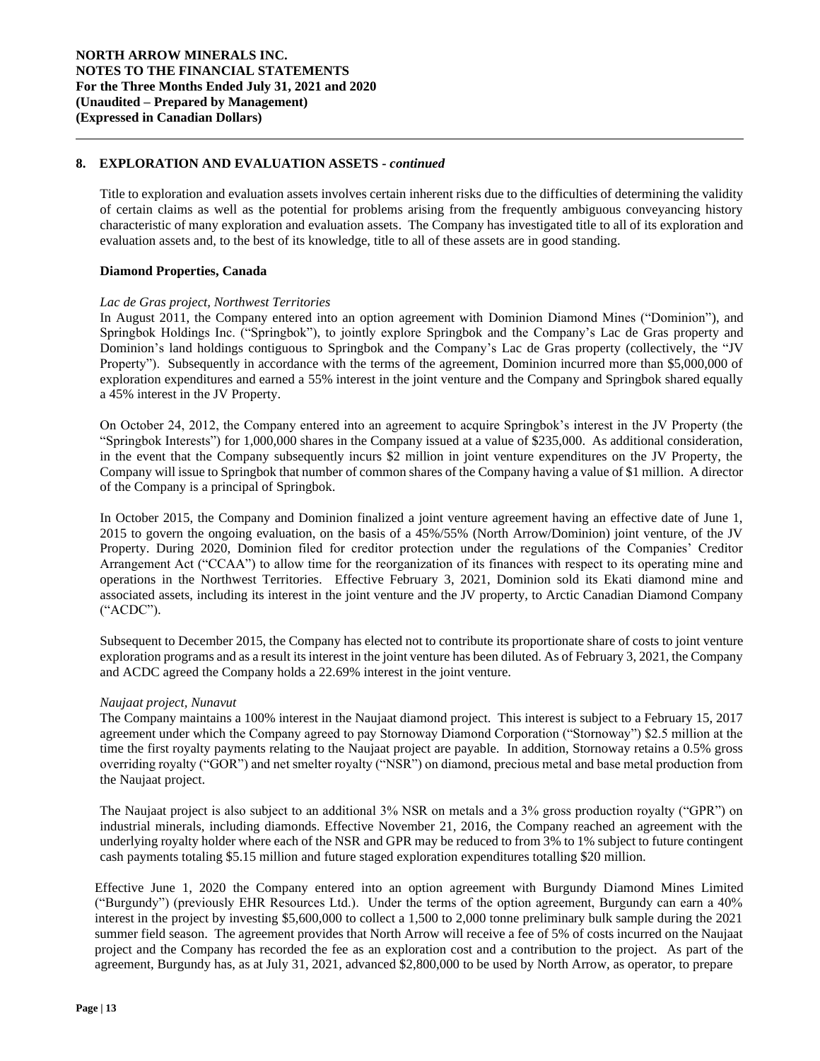## 8. EXPLORATION AND EVALUATION ASSETS - *continued*

Title to exploration and evaluation assets involves certain inherent risks due to the difficulties of determining the validity of certain claims as well as the potential for problems arising from the frequently ambiguous conveyancing history characteristic of many exploration and evaluation assets. The Company has investigated title to all of its exploration and evaluation assets and, to the best of its knowledge, title to all of these assets are in good standing.

### Diamond Properties, Canada

*Lac de Gras project, Northwest Territories*

In August 2011, the Company entered into an option agreement with Dominion Diamond Mines ("Dominion"), and Springbok Holdings Inc. ("Springbok"), to jointly explore Springbok and the Company's Lac de Gras property and Dominion's land holdings contiguous to Springbok and the Company's Lac de Gras property (collectively, the "JV Property"). Subsequently in accordance with the terms of the agreement, Dominion incurred more than $5,000,000 of exploration expenditures and earned a 55% interest in the joint venture and the Company and Springbok shared equally a 45% interest in the JV Property.

On October 24, 2012, the Company entered into an agreement to acquire Springbok's interest in the JV Property (the "Springbok Interests") for 1,000,000 shares in the Company issued at a value of $235,000. As additional consideration, in the event that the Company subsequently incurs $2 million in joint venture expenditures on the JV Property, the Company will issue to Springbok that number of common shares of the Company having a value of $1 million. A director of the Company is a principal of Springbok.

In October 2015, the Company and Dominion finalized a joint venture agreement having an effective date of June 1, 2015 to govern the ongoing evaluation, on the basis of a 45%/55% (North Arrow/Dominion) joint venture, of the JV Property. During 2020, Dominion filed for creditor protection under the regulations of the Companies' Creditor Arrangement Act ("CCAA") to allow time for the reorganization of its finances with respect to its operating mine and operations in the Northwest Territories. Effective February 3, 2021, Dominion sold its Ekati diamond mine and associated assets, including its interest in the joint venture and the JV property, to Arctic Canadian Diamond Company ("ACDC").

Subsequent to December 2015, the Company has elected not to contribute its proportionate share of costs to joint venture exploration programs and as a result its interest in the joint venture has been diluted. As of February 3, 2021, the Company and ACDC agreed the Company holds a 22.69% interest in the joint venture.

*Naujaat project, Nunavut*

The Company maintains a 100% interest in the Naujaat diamond project. This interest is subject to a February 15, 2017 agreement under which the Company agreed to pay Stornoway Diamond Corporation ("Stornoway") $2.5 million at the time the first royalty payments relating to the Naujaat project are payable. In addition, Stornoway retains a 0.5% gross overriding royalty ("GOR") and net smelter royalty ("NSR") on diamond, precious metal and base metal production from the Naujaat project.

The Naujaat project is also subject to an additional 3% NSR on metals and a 3% gross production royalty ("GPR") on industrial minerals, including diamonds. Effective November 21, 2016, the Company reached an agreement with the underlying royalty holder where each of the NSR and GPR may be reduced to from 3% to 1% subject to future contingent cash payments totaling $5.15 million and future staged exploration expenditures totalling $20 million.

Effective June 1, 2020 the Company entered into an option agreement with Burgundy Diamond Mines Limited ("Burgundy") (previously EHR Resources Ltd.). Under the terms of the option agreement, Burgundy can earn a 40% interest in the project by investing $5,600,000 to collect a 1,500 to 2,000 tonne preliminary bulk sample during the 2021 summer field season. The agreement provides that North Arrow will receive a fee of 5% of costs incurred on the Naujaat project and the Company has recorded the fee as an exploration cost and a contribution to the project. As part of the agreement, Burgundy has, as at July 31, 2021, advanced $2,800,000 to be used by North Arrow, as operator, to prepare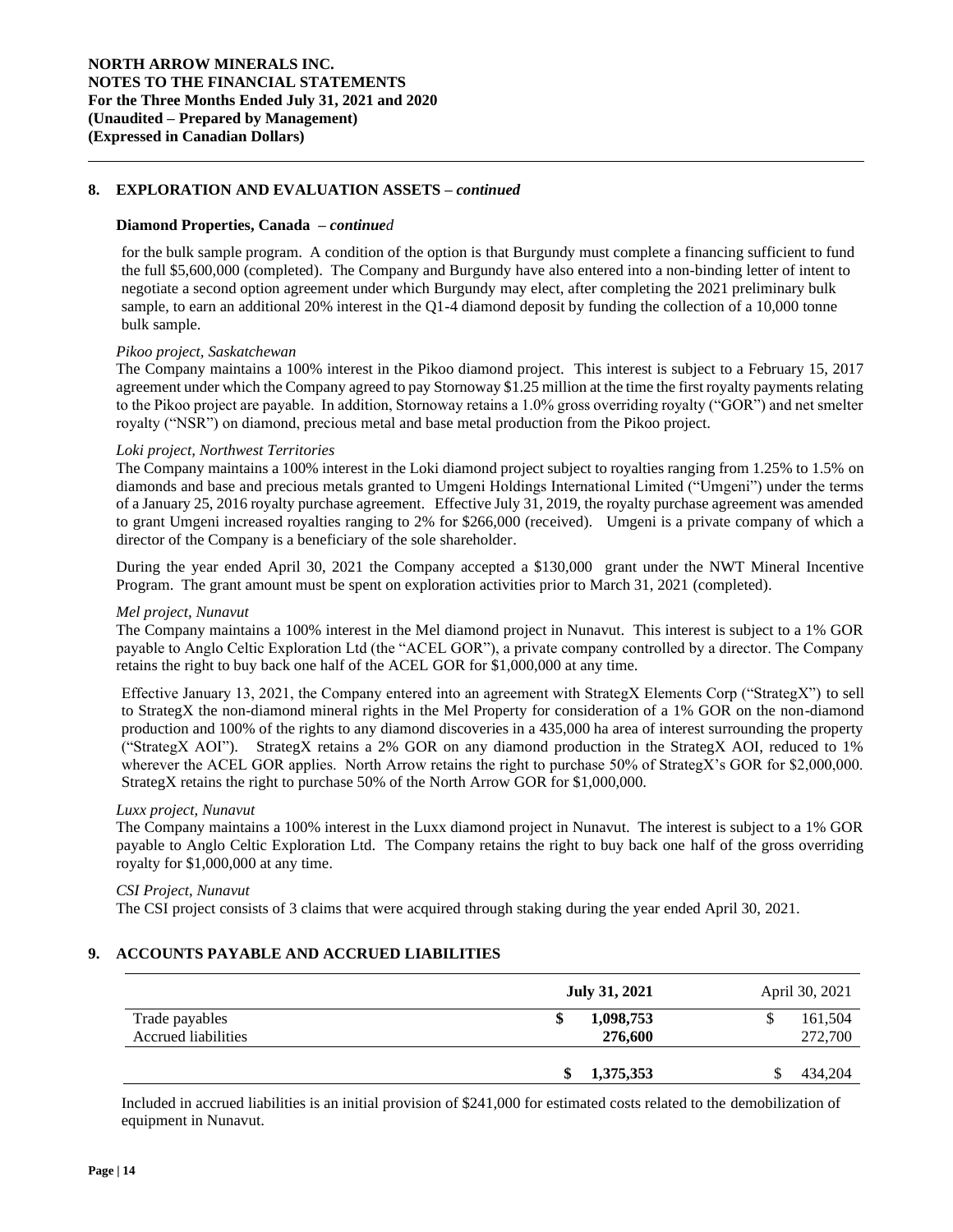## 8. EXPLORATION AND EVALUATION ASSETS – *continued*

### Diamond Properties, Canada – *continued*

for the bulk sample program. A condition of the option is that Burgundy must complete a financing sufficient to fund the full $5,600,000 (completed). The Company and Burgundy have also entered into a non-binding letter of intent to negotiate a second option agreement under which Burgundy may elect, after completing the 2021 preliminary bulk sample, to earn an additional 20% interest in the Q1-4 diamond deposit by funding the collection of a 10,000 tonne bulk sample.

*Pikoo project, Saskatchewan*

The Company maintains a 100% interest in the Pikoo diamond project. This interest is subject to a February 15, 2017 agreement under which the Company agreed to pay Stornoway $1.25 million at the time the first royalty payments relating to the Pikoo project are payable. In addition, Stornoway retains a 1.0% gross overriding royalty ("GOR") and net smelter royalty ("NSR") on diamond, precious metal and base metal production from the Pikoo project.

*Loki project, Northwest Territories*

The Company maintains a 100% interest in the Loki diamond project subject to royalties ranging from 1.25% to 1.5% on diamonds and base and precious metals granted to Umgeni Holdings International Limited ("Umgeni") under the terms of a January 25, 2016 royalty purchase agreement. Effective July 31, 2019, the royalty purchase agreement was amended to grant Umgeni increased royalties ranging to 2% for $266,000 (received). Umgeni is a private company of which a director of the Company is a beneficiary of the sole shareholder.

During the year ended April 30, 2021 the Company accepted a $130,000 grant under the NWT Mineral Incentive Program. The grant amount must be spent on exploration activities prior to March 31, 2021 (completed).

*Mel project, Nunavut*

The Company maintains a 100% interest in the Mel diamond project in Nunavut. This interest is subject to a 1% GOR payable to Anglo Celtic Exploration Ltd (the "ACEL GOR"), a private company controlled by a director. The Company retains the right to buy back one half of the ACEL GOR for $1,000,000 at any time.

Effective January 13, 2021, the Company entered into an agreement with StrategX Elements Corp ("StrategX") to sell to StrategX the non-diamond mineral rights in the Mel Property for consideration of a 1% GOR on the non-diamond production and 100% of the rights to any diamond discoveries in a 435,000 ha area of interest surrounding the property ("StrategX AOI"). StrategX retains a 2% GOR on any diamond production in the StrategX AOI, reduced to 1% wherever the ACEL GOR applies. North Arrow retains the right to purchase 50% of StrategX's GOR for $2,000,000. StrategX retains the right to purchase 50% of the North Arrow GOR for $1,000,000.

*Luxx project, Nunavut*

The Company maintains a 100% interest in the Luxx diamond project in Nunavut. The interest is subject to a 1% GOR payable to Anglo Celtic Exploration Ltd. The Company retains the right to buy back one half of the gross overriding royalty for $1,000,000 at any time.

*CSI Project, Nunavut*

The CSI project consists of 3 claims that were acquired through staking during the year ended April 30, 2021.

## 9. ACCOUNTS PAYABLE AND ACCRUED LIABILITIES

| | **July 31, 2021** | April 30, 2021 |
|---|---|---|
| Trade payables | **$ 1,098,753** | $ 161,504 |
| Accrued liabilities | **276,600** | 272,700 |
| | **$ 1,375,353** | $ 434,204 |

Included in accrued liabilities is an initial provision of $241,000 for estimated costs related to the demobilization of equipment in Nunavut.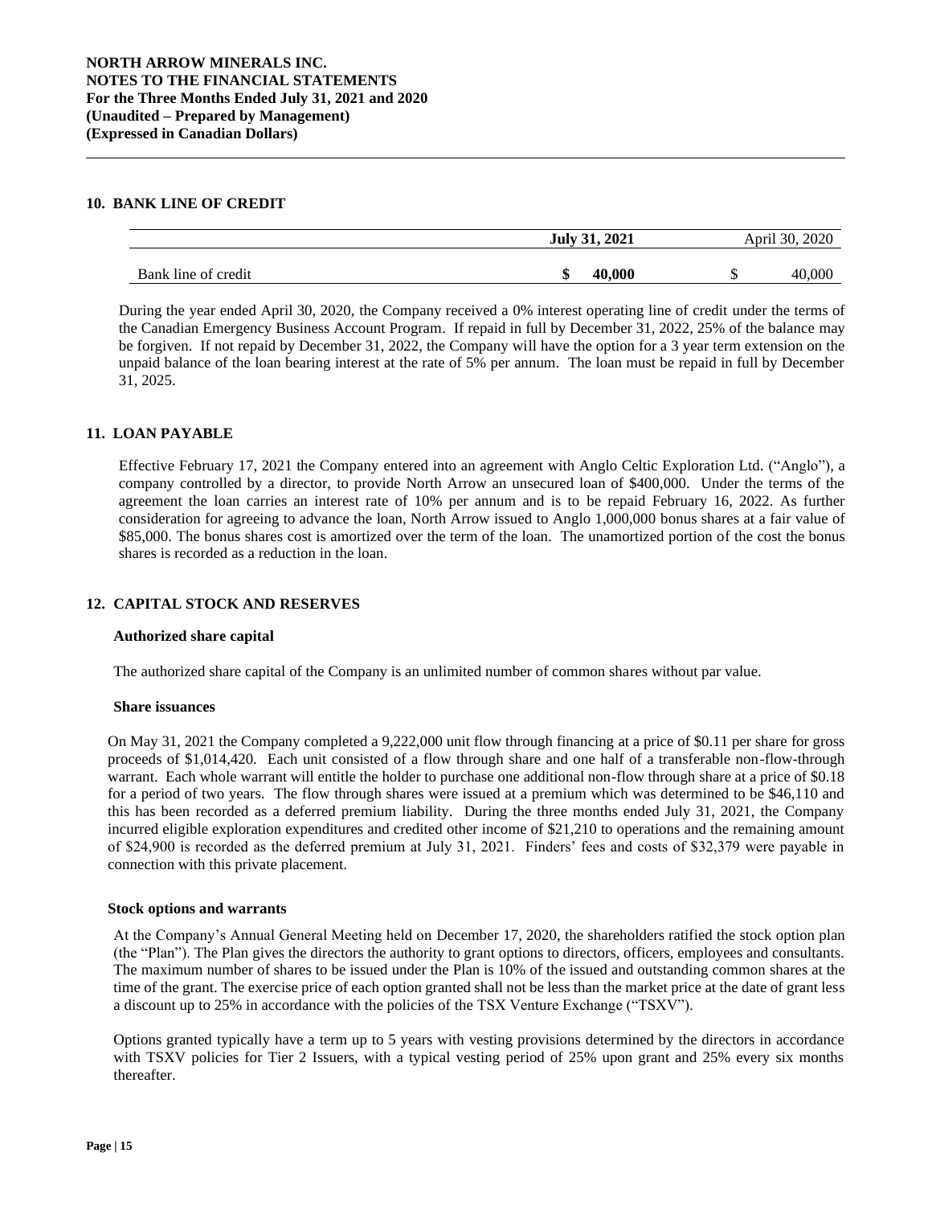## 10. BANK LINE OF CREDIT

| | **July 31, 2021** | April 30, 2020 |
|---|---|---|
| Bank line of credit | **$ 40,000** | $ 40,000 |

During the year ended April 30, 2020, the Company received a 0% interest operating line of credit under the terms of the Canadian Emergency Business Account Program. If repaid in full by December 31, 2022, 25% of the balance may be forgiven. If not repaid by December 31, 2022, the Company will have the option for a 3 year term extension on the unpaid balance of the loan bearing interest at the rate of 5% per annum. The loan must be repaid in full by December 31, 2025.

## 11. LOAN PAYABLE

Effective February 17, 2021 the Company entered into an agreement with Anglo Celtic Exploration Ltd. ("Anglo"), a company controlled by a director, to provide North Arrow an unsecured loan of $400,000. Under the terms of the agreement the loan carries an interest rate of 10% per annum and is to be repaid February 16, 2022. As further consideration for agreeing to advance the loan, North Arrow issued to Anglo 1,000,000 bonus shares at a fair value of $85,000. The bonus shares cost is amortized over the term of the loan. The unamortized portion of the cost the bonus shares is recorded as a reduction in the loan.

## 12. CAPITAL STOCK AND RESERVES

### Authorized share capital

The authorized share capital of the Company is an unlimited number of common shares without par value.

### Share issuances

On May 31, 2021 the Company completed a 9,222,000 unit flow through financing at a price of $0.11 per share for gross proceeds of $1,014,420. Each unit consisted of a flow through share and one half of a transferable non-flow-through warrant. Each whole warrant will entitle the holder to purchase one additional non-flow through share at a price of $0.18 for a period of two years. The flow through shares were issued at a premium which was determined to be $46,110 and this has been recorded as a deferred premium liability. During the three months ended July 31, 2021, the Company incurred eligible exploration expenditures and credited other income of $21,210 to operations and the remaining amount of $24,900 is recorded as the deferred premium at July 31, 2021. Finders' fees and costs of $32,379 were payable in connection with this private placement.

### Stock options and warrants

At the Company's Annual General Meeting held on December 17, 2020, the shareholders ratified the stock option plan (the "Plan"). The Plan gives the directors the authority to grant options to directors, officers, employees and consultants. The maximum number of shares to be issued under the Plan is 10% of the issued and outstanding common shares at the time of the grant. The exercise price of each option granted shall not be less than the market price at the date of grant less a discount up to 25% in accordance with the policies of the TSX Venture Exchange ("TSXV").

Options granted typically have a term up to 5 years with vesting provisions determined by the directors in accordance with TSXV policies for Tier 2 Issuers, with a typical vesting period of 25% upon grant and 25% every six months thereafter.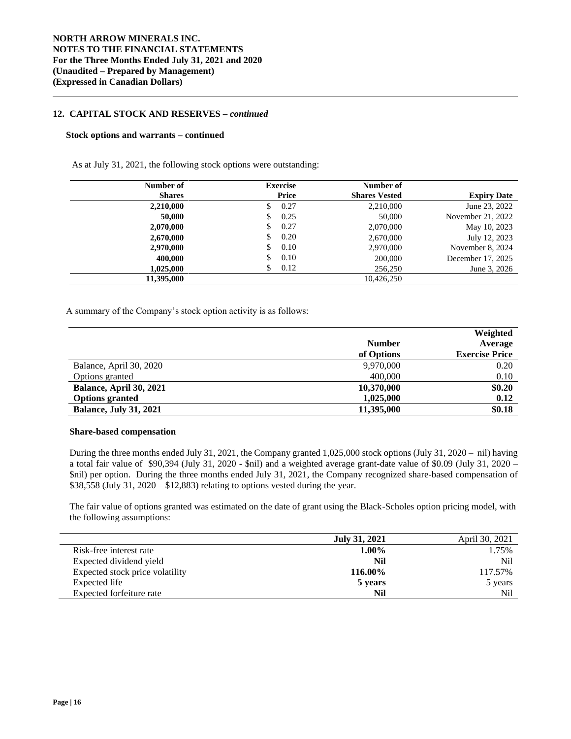## 12. CAPITAL STOCK AND RESERVES – *continued*

### Stock options and warrants – continued

As at July 31, 2021, the following stock options were outstanding:

| Number of Shares | Exercise Price | Number of Shares Vested | Expiry Date |
|---:|---:|---:|---:|
| **2,210,000** | $ 0.27 | 2,210,000 | June 23, 2022 |
| **50,000** | $ 0.25 | 50,000 | November 21, 2022 |
| **2,070,000** | $ 0.27 | 2,070,000 | May 10, 2023 |
| **2,670,000** | $ 0.20 | 2,670,000 | July 12, 2023 |
| **2,970,000** | $ 0.10 | 2,970,000 | November 8, 2024 |
| **400,000** | $ 0.10 | 200,000 | December 17, 2025 |
| **1,025,000** | $ 0.12 | 256,250 | June 3, 2026 |
| **11,395,000** | | 10,426,250 | |

A summary of the Company's stock option activity is as follows:

| | Number of Options | Weighted Average Exercise Price |
|---|---:|---:|
| Balance, April 30, 2020 | 9,970,000 | 0.20 |
| Options granted | 400,000 | 0.10 |
| **Balance, April 30, 2021** | **10,370,000** | **$0.20** |
| **Options granted** | **1,025,000** | **0.12** |
| **Balance, July 31, 2021** | **11,395,000** | **$0.18** |

### Share-based compensation

During the three months ended July 31, 2021, the Company granted 1,025,000 stock options (July 31, 2020 – nil) having a total fair value of $90,394 (July 31, 2020 - $nil) and a weighted average grant-date value of $0.09 (July 31, 2020 – $nil) per option. During the three months ended July 31, 2021, the Company recognized share-based compensation of $38,558 (July 31, 2020 – $12,883) relating to options vested during the year.

The fair value of options granted was estimated on the date of grant using the Black-Scholes option pricing model, with the following assumptions:

| | July 31, 2021 | April 30, 2021 |
|---|---:|---:|
| Risk-free interest rate | **1.00%** | 1.75% |
| Expected dividend yield | **Nil** | Nil |
| Expected stock price volatility | **116.00%** | 117.57% |
| Expected life | **5 years** | 5 years |
| Expected forfeiture rate | **Nil** | Nil |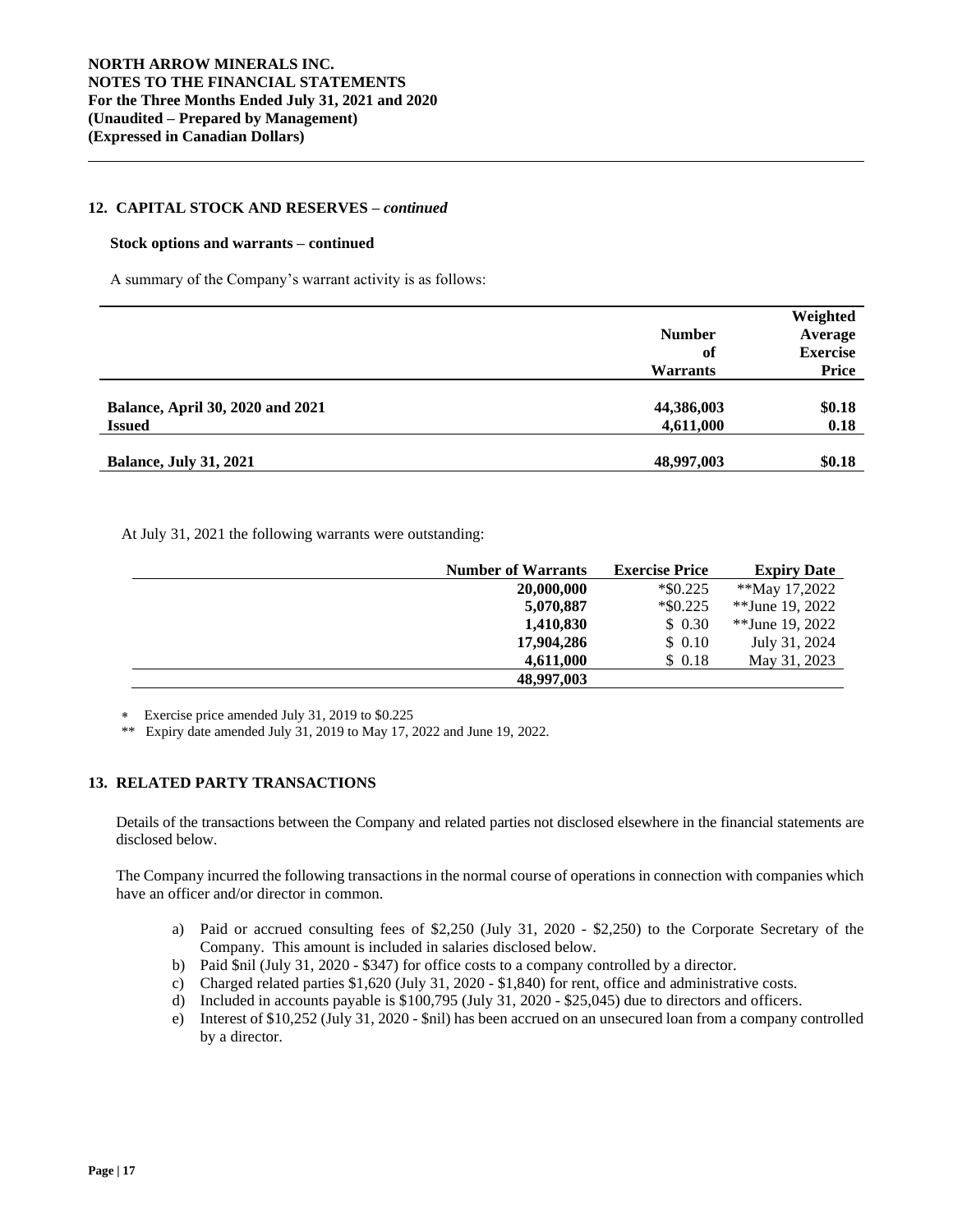**NORTH ARROW MINERALS INC.**
**NOTES TO THE FINANCIAL STATEMENTS**
**For the Three Months Ended July 31, 2021 and 2020**
**(Unaudited – Prepared by Management)**
**(Expressed in Canadian Dollars)**

## 12. CAPITAL STOCK AND RESERVES – *continued*

### Stock options and warrants – continued

A summary of the Company's warrant activity is as follows:

| | Number of Warrants | Weighted Average Exercise Price |
|---|---|---|
| **Balance, April 30, 2020 and 2021** | **44,386,003** | **$0.18** |
| **Issued** | **4,611,000** | **0.18** |
| **Balance, July 31, 2021** | **48,997,003** | **$0.18** |

At July 31, 2021 the following warrants were outstanding:

| Number of Warrants | Exercise Price | Expiry Date |
|---|---|---|
| **20,000,000** | *$0.225 | **May 17,2022 |
| **5,070,887** | *$0.225 | **June 19, 2022 |
| **1,410,830** | $ 0.30 | **June 19, 2022 |
| **17,904,286** | $ 0.10 | July 31, 2024 |
| **4,611,000** | $ 0.18 | May 31, 2023 |
| **48,997,003** | | |

\* Exercise price amended July 31, 2019 to $0.225

** Expiry date amended July 31, 2019 to May 17, 2022 and June 19, 2022.

## 13. RELATED PARTY TRANSACTIONS

Details of the transactions between the Company and related parties not disclosed elsewhere in the financial statements are disclosed below.

The Company incurred the following transactions in the normal course of operations in connection with companies which have an officer and/or director in common.

a) Paid or accrued consulting fees of $2,250 (July 31, 2020 - $2,250) to the Corporate Secretary of the Company. This amount is included in salaries disclosed below.
b) Paid $nil (July 31, 2020 - $347) for office costs to a company controlled by a director.
c) Charged related parties $1,620 (July 31, 2020 - $1,840) for rent, office and administrative costs.
d) Included in accounts payable is $100,795 (July 31, 2020 - $25,045) due to directors and officers.
e) Interest of $10,252 (July 31, 2020 - $nil) has been accrued on an unsecured loan from a company controlled by a director.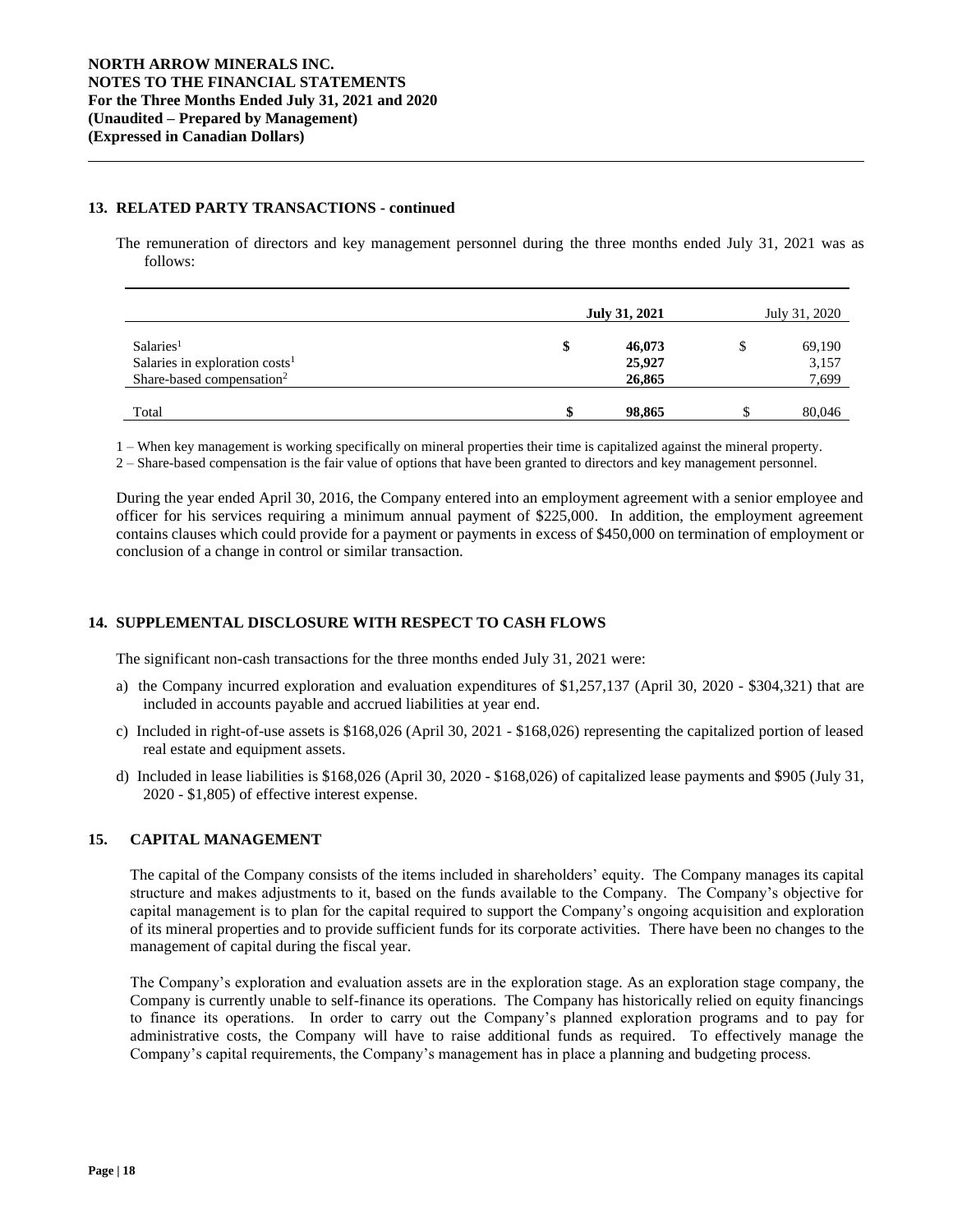## 13. RELATED PARTY TRANSACTIONS - continued

The remuneration of directors and key management personnel during the three months ended July 31, 2021 was as follows:

| | July 31, 2021 | July 31, 2020 |
|---|---|---|
| Salaries[1] | $ 46,073 | $ 69,190 |
| Salaries in exploration costs[1] | 25,927 | 3,157 |
| Share-based compensation[2] | 26,865 | 7,699 |
| Total | $ 98,865 | $ 80,046 |

1 – When key management is working specifically on mineral properties their time is capitalized against the mineral property.

2 – Share-based compensation is the fair value of options that have been granted to directors and key management personnel.

During the year ended April 30, 2016, the Company entered into an employment agreement with a senior employee and officer for his services requiring a minimum annual payment of $225,000. In addition, the employment agreement contains clauses which could provide for a payment or payments in excess of $450,000 on termination of employment or conclusion of a change in control or similar transaction.

## 14. SUPPLEMENTAL DISCLOSURE WITH RESPECT TO CASH FLOWS

The significant non-cash transactions for the three months ended July 31, 2021 were:

a) the Company incurred exploration and evaluation expenditures of $1,257,137 (April 30, 2020 - $304,321) that are included in accounts payable and accrued liabilities at year end.

c) Included in right-of-use assets is $168,026 (April 30, 2021 - $168,026) representing the capitalized portion of leased real estate and equipment assets.

d) Included in lease liabilities is $168,026 (April 30, 2020 - $168,026) of capitalized lease payments and $905 (July 31, 2020 - $1,805) of effective interest expense.

## 15. CAPITAL MANAGEMENT

The capital of the Company consists of the items included in shareholders' equity. The Company manages its capital structure and makes adjustments to it, based on the funds available to the Company. The Company's objective for capital management is to plan for the capital required to support the Company's ongoing acquisition and exploration of its mineral properties and to provide sufficient funds for its corporate activities. There have been no changes to the management of capital during the fiscal year.

The Company's exploration and evaluation assets are in the exploration stage. As an exploration stage company, the Company is currently unable to self-finance its operations. The Company has historically relied on equity financings to finance its operations. In order to carry out the Company's planned exploration programs and to pay for administrative costs, the Company will have to raise additional funds as required. To effectively manage the Company's capital requirements, the Company's management has in place a planning and budgeting process.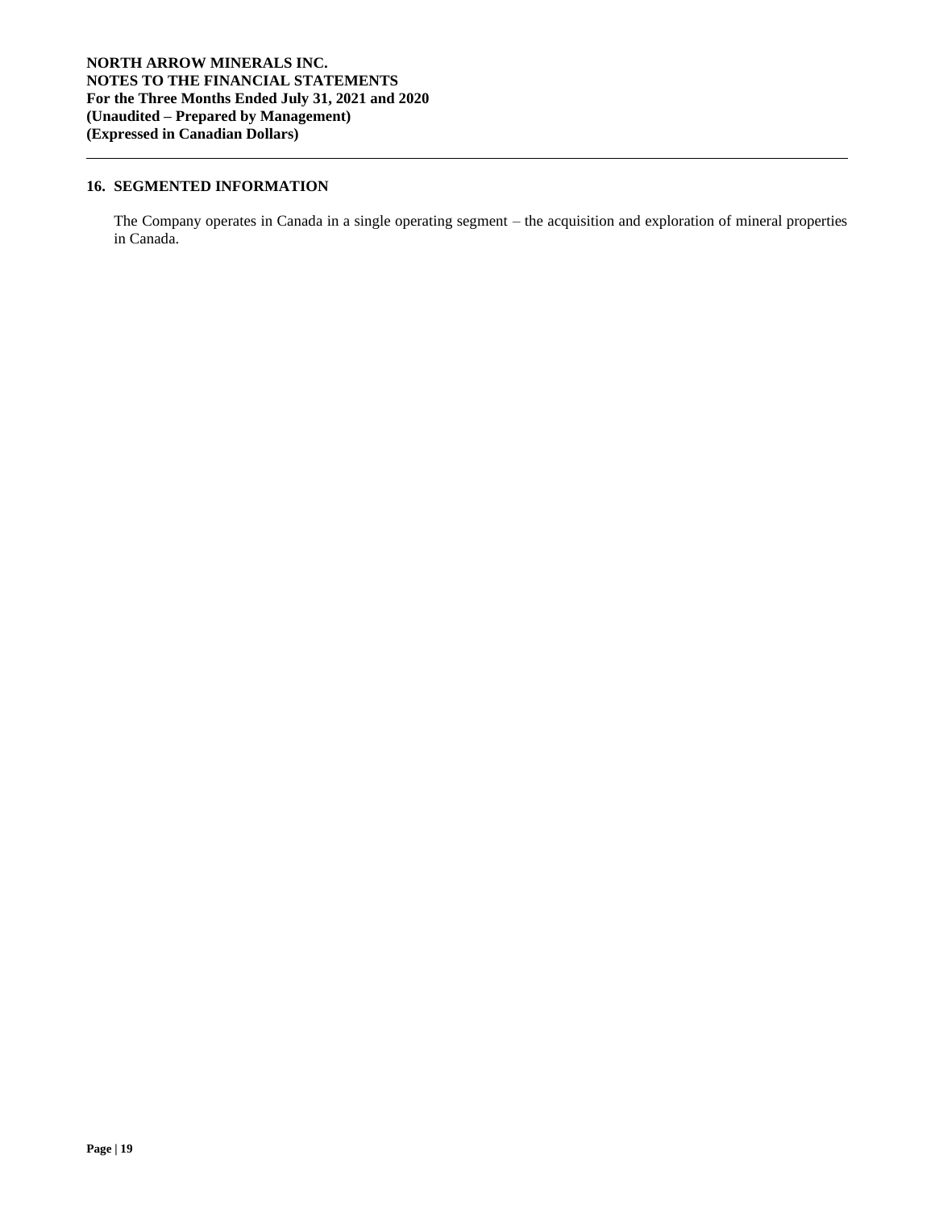## 16. SEGMENTED INFORMATION

The Company operates in Canada in a single operating segment – the acquisition and exploration of mineral properties in Canada.